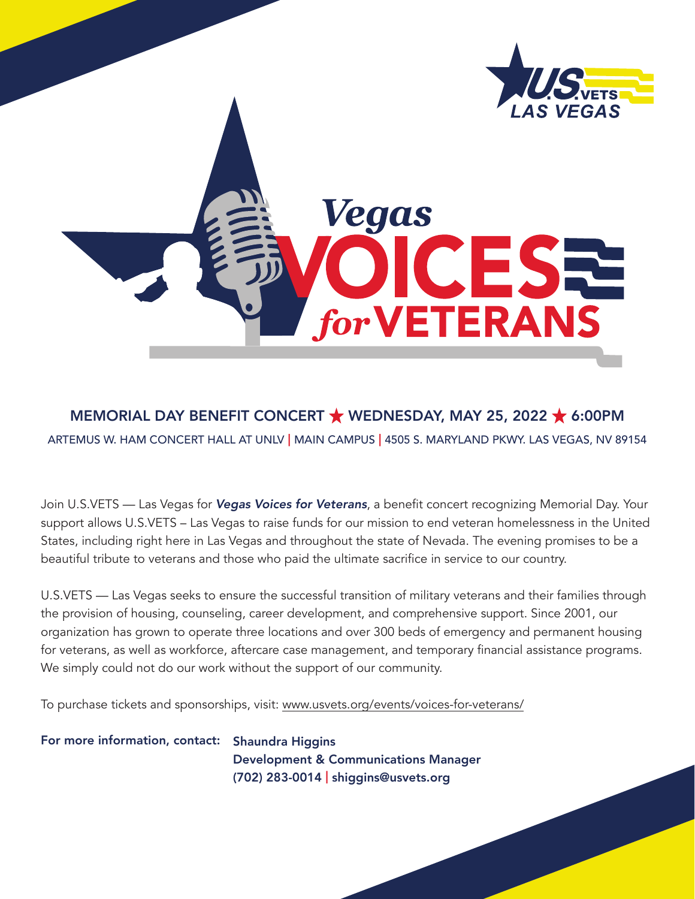U.S.VETS LAS VEGAS

# Vegas VOICES for VETERANS

**MEMORIAL DAY BENEFIT CONCERT ★ WEDNESDAY, MAY 25, 2022 ★ 6:00PM**

ARTEMUS W. HAM CONCERT HALL AT UNLV | MAIN CAMPUS | 4505 S. MARYLAND PKWY. LAS VEGAS, NV 89154

Join U.S.VETS — Las Vegas for ***Vegas Voices for Veterans***, a benefit concert recognizing Memorial Day. Your support allows U.S.VETS – Las Vegas to raise funds for our mission to end veteran homelessness in the United States, including right here in Las Vegas and throughout the state of Nevada. The evening promises to be a beautiful tribute to veterans and those who paid the ultimate sacrifice in service to our country.

U.S.VETS — Las Vegas seeks to ensure the successful transition of military veterans and their families through the provision of housing, counseling, career development, and comprehensive support. Since 2001, our organization has grown to operate three locations and over 300 beds of emergency and permanent housing for veterans, as well as workforce, aftercare case management, and temporary financial assistance programs. We simply could not do our work without the support of our community.

To purchase tickets and sponsorships, visit: www.usvets.org/events/voices-for-veterans/

**For more information, contact:** **Shaundra Higgins**
**Development & Communications Manager**
**(702) 283-0014 | shiggins@usvets.org**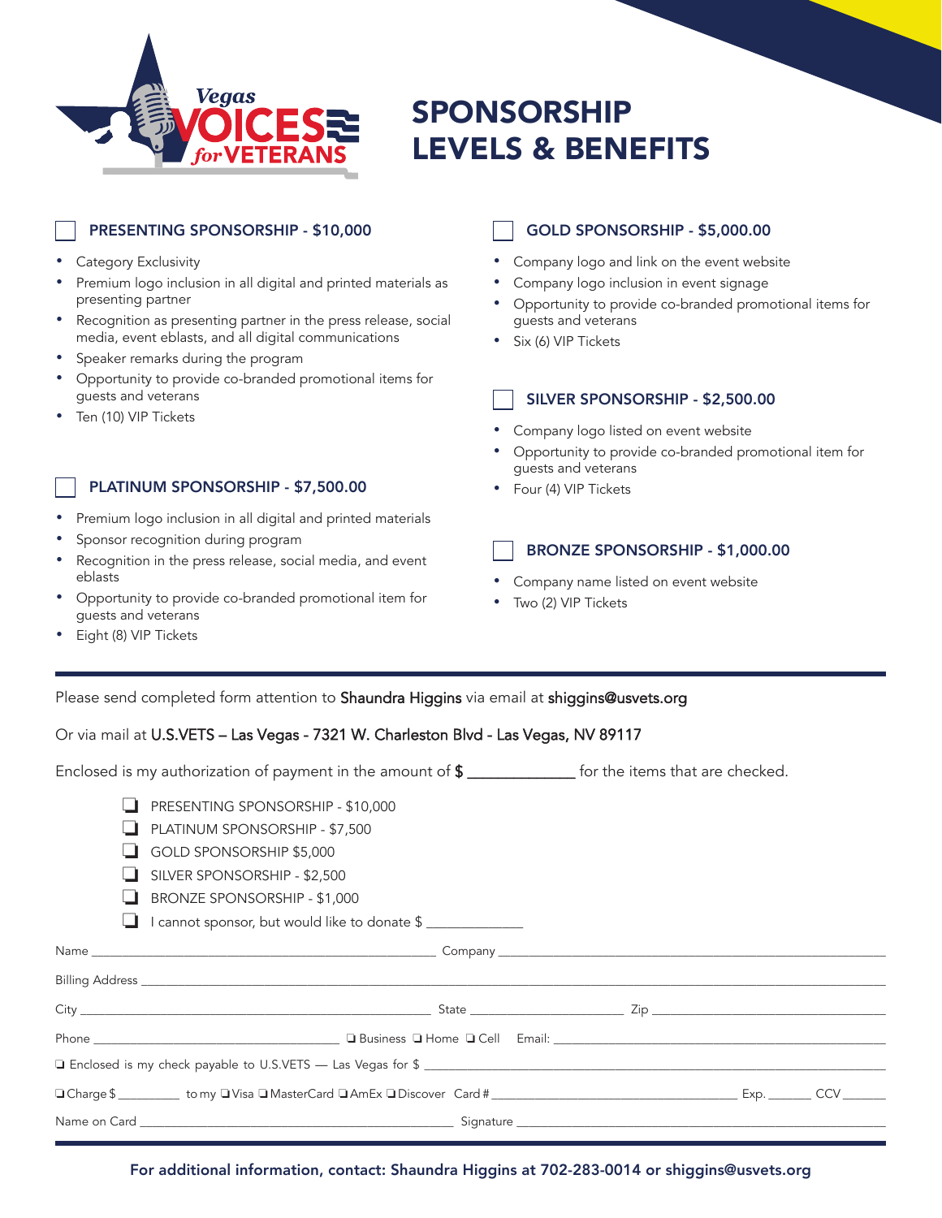Vegas VOICES for VETERANS

# SPONSORSHIP LEVELS & BENEFITS

### ☐ PRESENTING SPONSORSHIP - $10,000

- Category Exclusivity
- Premium logo inclusion in all digital and printed materials as presenting partner
- Recognition as presenting partner in the press release, social media, event eblasts, and all digital communications
- Speaker remarks during the program
- Opportunity to provide co-branded promotional items for guests and veterans
- Ten (10) VIP Tickets

### ☐ PLATINUM SPONSORSHIP - $7,500.00

- Premium logo inclusion in all digital and printed materials
- Sponsor recognition during program
- Recognition in the press release, social media, and event eblasts
- Opportunity to provide co-branded promotional item for guests and veterans
- Eight (8) VIP Tickets

### ☐ GOLD SPONSORSHIP - $5,000.00

- Company logo and link on the event website
- Company logo inclusion in event signage
- Opportunity to provide co-branded promotional items for guests and veterans
- Six (6) VIP Tickets

### ☐ SILVER SPONSORSHIP - $2,500.00

- Company logo listed on event website
- Opportunity to provide co-branded promotional item for guests and veterans
- Four (4) VIP Tickets

### ☐ BRONZE SPONSORSHIP - $1,000.00

- Company name listed on event website
- Two (2) VIP Tickets

---

Please send completed form attention to Shaundra Higgins via email at shiggins@usvets.org

Or via mail at U.S.VETS – Las Vegas - 7321 W. Charleston Blvd - Las Vegas, NV 89117

Enclosed is my authorization of payment in the amount of $ ____________ for the items that are checked.

- ☐ PRESENTING SPONSORSHIP - $10,000
- ☐ PLATINUM SPONSORSHIP - $7,500
- ☐ GOLD SPONSORSHIP $5,000
- ☐ SILVER SPONSORSHIP - $2,500
- ☐ BRONZE SPONSORSHIP - $1,000
- ☐ I cannot sponsor, but would like to donate $ ____________

Name ______________________________ Company ______________________________

Billing Address ____________________________________________________________

City ______________________________ State ______________ Zip ______________

Phone ______________________ ☐ Business ☐ Home ☐ Cell Email: ______________________

☐ Enclosed is my check payable to U.S.VETS — Las Vegas for $ ______________________

☐ Charge $ ________ to my ☐ Visa ☐ MasterCard ☐ AmEx ☐ Discover Card # ______________________ Exp. ______ CCV ______

Name on Card ______________________________ Signature ______________________________

---

**For additional information, contact: Shaundra Higgins at 702-283-0014 or shiggins@usvets.org**